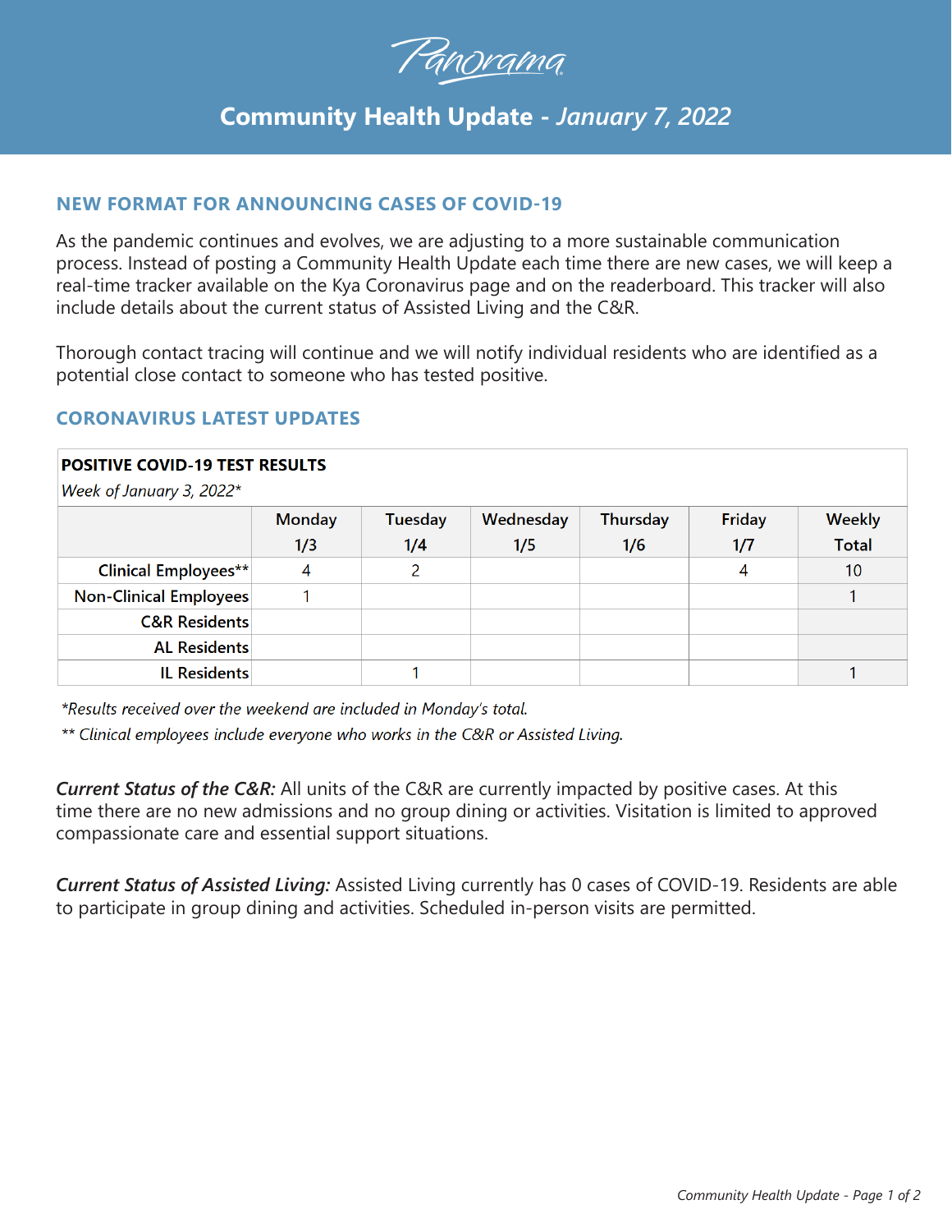Panorama

# Community Health Update - *January 7, 2022*

## NEW FORMAT FOR ANNOUNCING CASES OF COVID-19

As the pandemic continues and evolves, we are adjusting to a more sustainable communication process. Instead of posting a Community Health Update each time there are new cases, we will keep a real-time tracker available on the Kya Coronavirus page and on the readerboard. This tracker will also include details about the current status of Assisted Living and the C&R.

Thorough contact tracing will continue and we will notify individual residents who are identified as a potential close contact to someone who has tested positive.

## CORONAVIRUS LATEST UPDATES

**POSITIVE COVID-19 TEST RESULTS**
*Week of January 3, 2022**

| | Monday 1/3 | Tuesday 1/4 | Wednesday 1/5 | Thursday 1/6 | Friday 1/7 | Weekly Total |
|---|---|---|---|---|---|---|
| Clinical Employees** | 4 | 2 | | | 4 | 10 |
| Non-Clinical Employees | 1 | | | | | 1 |
| C&R Residents | | | | | | |
| AL Residents | | | | | | |
| IL Residents | | 1 | | | | 1 |

*Results received over the weekend are included in Monday's total.*

*** Clinical employees include everyone who works in the C&R or Assisted Living.*

***Current Status of the C&R:*** All units of the C&R are currently impacted by positive cases. At this time there are no new admissions and no group dining or activities. Visitation is limited to approved compassionate care and essential support situations.

***Current Status of Assisted Living:*** Assisted Living currently has 0 cases of COVID-19. Residents are able to participate in group dining and activities. Scheduled in-person visits are permitted.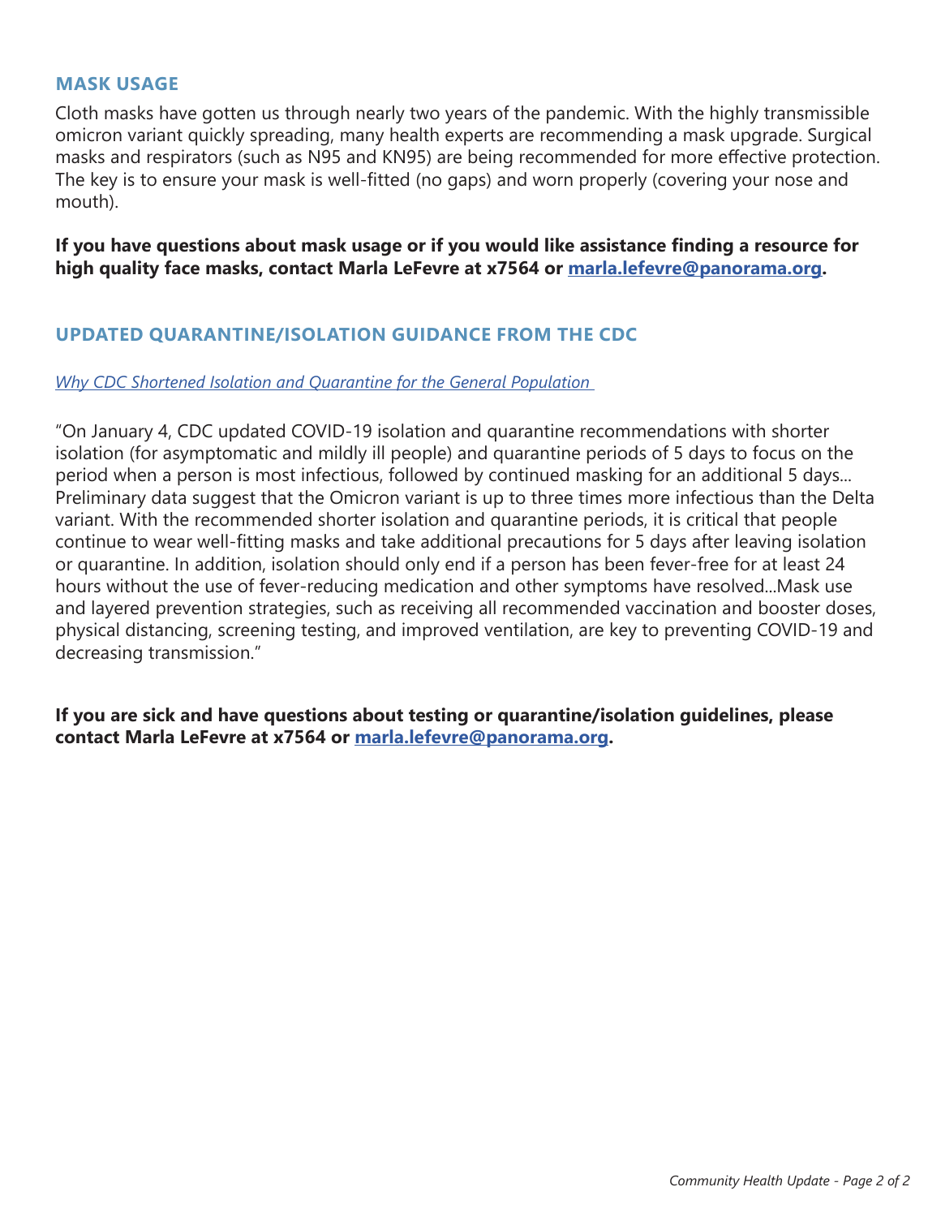## MASK USAGE

Cloth masks have gotten us through nearly two years of the pandemic. With the highly transmissible omicron variant quickly spreading, many health experts are recommending a mask upgrade. Surgical masks and respirators (such as N95 and KN95) are being recommended for more effective protection. The key is to ensure your mask is well-fitted (no gaps) and worn properly (covering your nose and mouth).

**If you have questions about mask usage or if you would like assistance finding a resource for high quality face masks, contact Marla LeFevre at x7564 or marla.lefevre@panorama.org.**

## UPDATED QUARANTINE/ISOLATION GUIDANCE FROM THE CDC

*Why CDC Shortened Isolation and Quarantine for the General Population*

"On January 4, CDC updated COVID-19 isolation and quarantine recommendations with shorter isolation (for asymptomatic and mildly ill people) and quarantine periods of 5 days to focus on the period when a person is most infectious, followed by continued masking for an additional 5 days... Preliminary data suggest that the Omicron variant is up to three times more infectious than the Delta variant. With the recommended shorter isolation and quarantine periods, it is critical that people continue to wear well-fitting masks and take additional precautions for 5 days after leaving isolation or quarantine. In addition, isolation should only end if a person has been fever-free for at least 24 hours without the use of fever-reducing medication and other symptoms have resolved...Mask use and layered prevention strategies, such as receiving all recommended vaccination and booster doses, physical distancing, screening testing, and improved ventilation, are key to preventing COVID-19 and decreasing transmission."

**If you are sick and have questions about testing or quarantine/isolation guidelines, please contact Marla LeFevre at x7564 or marla.lefevre@panorama.org.**